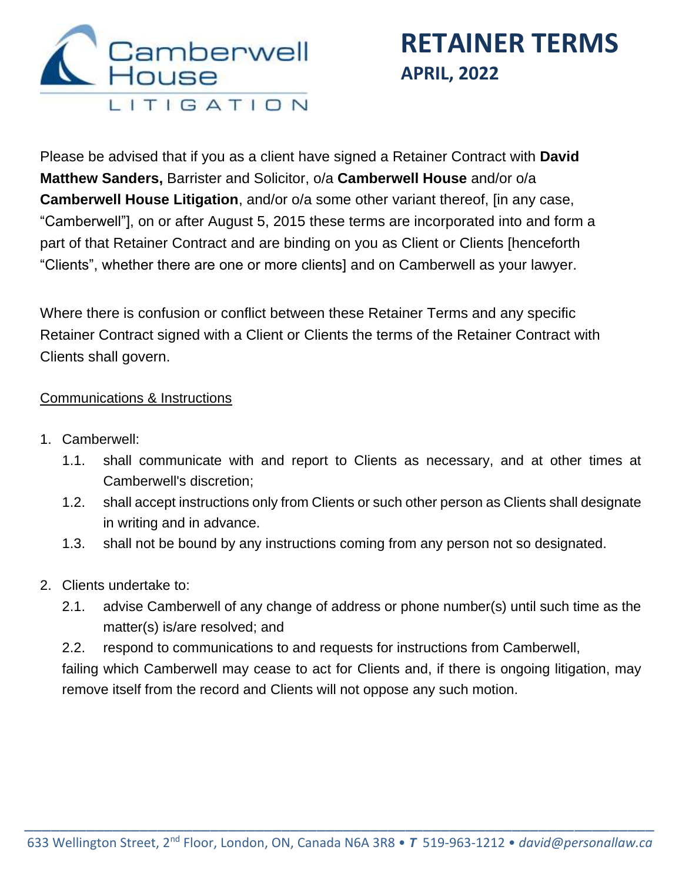Camberwell House LITIGATION

# RETAINER TERMS
## APRIL, 2022

Please be advised that if you as a client have signed a Retainer Contract with **David Matthew Sanders,** Barrister and Solicitor, o/a **Camberwell House** and/or o/a **Camberwell House Litigation**, and/or o/a some other variant thereof, [in any case, "Camberwell"], on or after August 5, 2015 these terms are incorporated into and form a part of that Retainer Contract and are binding on you as Client or Clients [henceforth "Clients", whether there are one or more clients] and on Camberwell as your lawyer.

Where there is confusion or conflict between these Retainer Terms and any specific Retainer Contract signed with a Client or Clients the terms of the Retainer Contract with Clients shall govern.

<u>Communications & Instructions</u>

1. Camberwell:
   - 1.1. shall communicate with and report to Clients as necessary, and at other times at Camberwell's discretion;
   - 1.2. shall accept instructions only from Clients or such other person as Clients shall designate in writing and in advance.
   - 1.3. shall not be bound by any instructions coming from any person not so designated.

2. Clients undertake to:
   - 2.1. advise Camberwell of any change of address or phone number(s) until such time as the matter(s) is/are resolved; and
   - 2.2. respond to communications to and requests for instructions from Camberwell,

   failing which Camberwell may cease to act for Clients and, if there is ongoing litigation, may remove itself from the record and Clients will not oppose any such motion.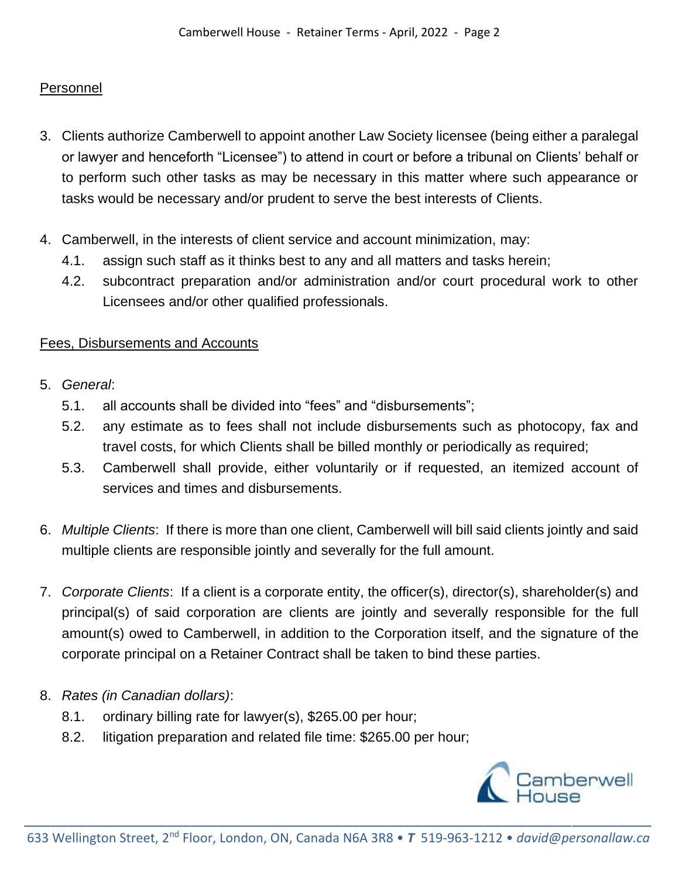Personnel

3. Clients authorize Camberwell to appoint another Law Society licensee (being either a paralegal or lawyer and henceforth "Licensee") to attend in court or before a tribunal on Clients' behalf or to perform such other tasks as may be necessary in this matter where such appearance or tasks would be necessary and/or prudent to serve the best interests of Clients.

4. Camberwell, in the interests of client service and account minimization, may:
   - 4.1. assign such staff as it thinks best to any and all matters and tasks herein;
   - 4.2. subcontract preparation and/or administration and/or court procedural work to other Licensees and/or other qualified professionals.

Fees, Disbursements and Accounts

5. *General*:
   - 5.1. all accounts shall be divided into "fees" and "disbursements";
   - 5.2. any estimate as to fees shall not include disbursements such as photocopy, fax and travel costs, for which Clients shall be billed monthly or periodically as required;
   - 5.3. Camberwell shall provide, either voluntarily or if requested, an itemized account of services and times and disbursements.

6. *Multiple Clients*: If there is more than one client, Camberwell will bill said clients jointly and said multiple clients are responsible jointly and severally for the full amount.

7. *Corporate Clients*: If a client is a corporate entity, the officer(s), director(s), shareholder(s) and principal(s) of said corporation are clients are jointly and severally responsible for the full amount(s) owed to Camberwell, in addition to the Corporation itself, and the signature of the corporate principal on a Retainer Contract shall be taken to bind these parties.

8. *Rates (in Canadian dollars)*:
   - 8.1. ordinary billing rate for lawyer(s), $265.00 per hour;
   - 8.2. litigation preparation and related file time: $265.00 per hour;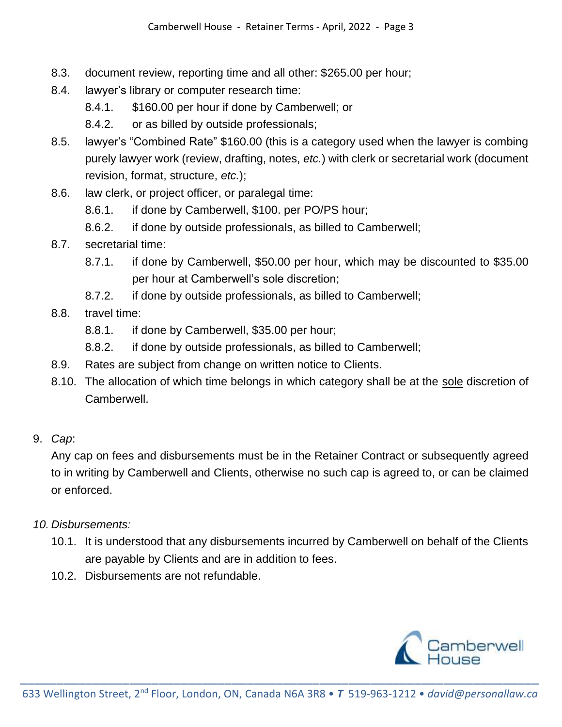8.3. document review, reporting time and all other: $265.00 per hour;

8.4. lawyer's library or computer research time:

   8.4.1. $160.00 per hour if done by Camberwell; or

   8.4.2. or as billed by outside professionals;

8.5. lawyer's "Combined Rate" $160.00 (this is a category used when the lawyer is combing purely lawyer work (review, drafting, notes, *etc.*) with clerk or secretarial work (document revision, format, structure, *etc.*);

8.6. law clerk, or project officer, or paralegal time:

   8.6.1. if done by Camberwell, $100. per PO/PS hour;

   8.6.2. if done by outside professionals, as billed to Camberwell;

8.7. secretarial time:

   8.7.1. if done by Camberwell, $50.00 per hour, which may be discounted to $35.00 per hour at Camberwell's sole discretion;

   8.7.2. if done by outside professionals, as billed to Camberwell;

8.8. travel time:

   8.8.1. if done by Camberwell, $35.00 per hour;

   8.8.2. if done by outside professionals, as billed to Camberwell;

8.9. Rates are subject from change on written notice to Clients.

8.10. The allocation of which time belongs in which category shall be at the sole discretion of Camberwell.

9. *Cap*:

Any cap on fees and disbursements must be in the Retainer Contract or subsequently agreed to in writing by Camberwell and Clients, otherwise no such cap is agreed to, or can be claimed or enforced.

10. *Disbursements:*

10.1. It is understood that any disbursements incurred by Camberwell on behalf of the Clients are payable by Clients and are in addition to fees.

10.2. Disbursements are not refundable.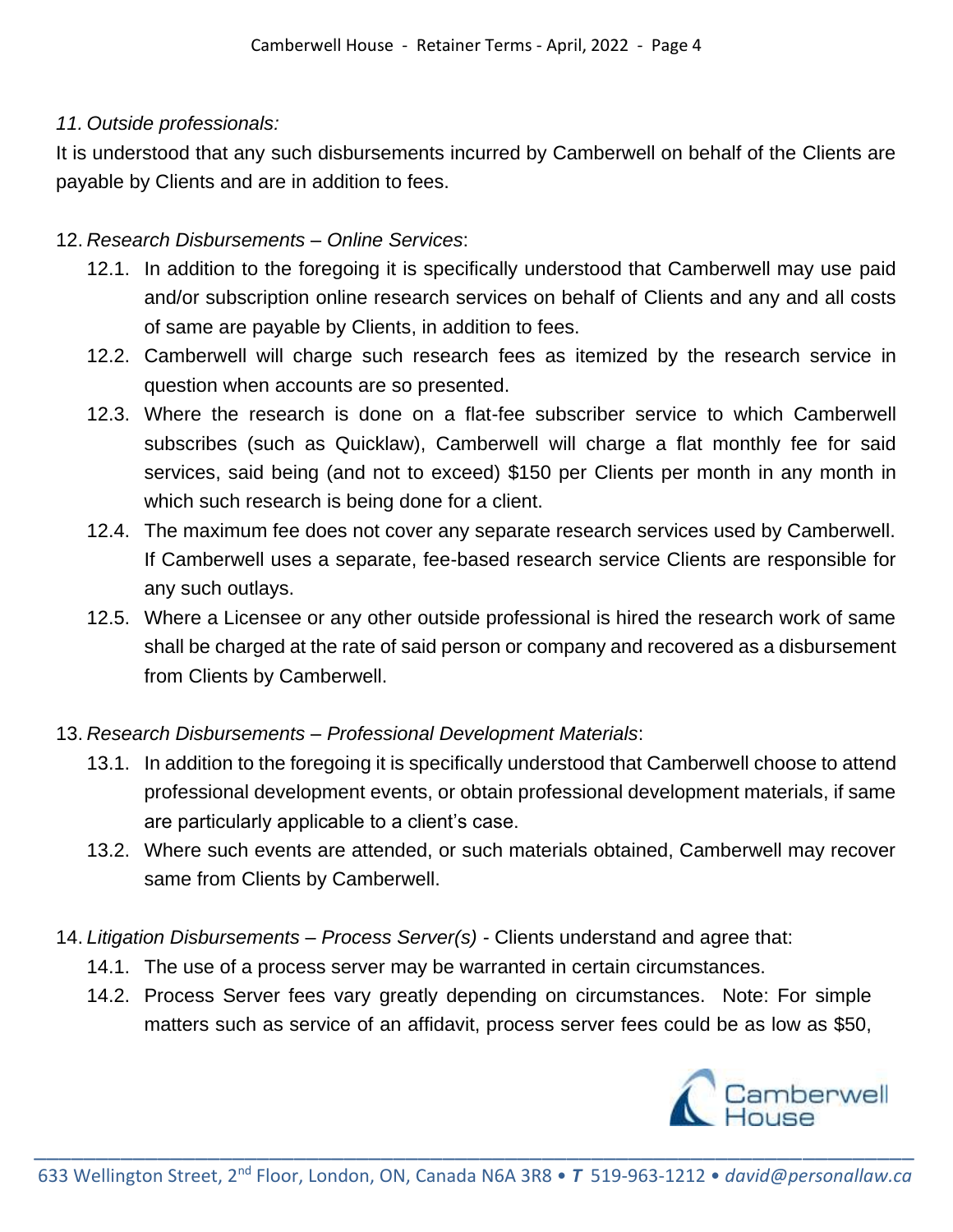*11. Outside professionals:*

It is understood that any such disbursements incurred by Camberwell on behalf of the Clients are payable by Clients and are in addition to fees.

12. *Research Disbursements – Online Services*:
    - 12.1. In addition to the foregoing it is specifically understood that Camberwell may use paid and/or subscription online research services on behalf of Clients and any and all costs of same are payable by Clients, in addition to fees.
    - 12.2. Camberwell will charge such research fees as itemized by the research service in question when accounts are so presented.
    - 12.3. Where the research is done on a flat-fee subscriber service to which Camberwell subscribes (such as Quicklaw), Camberwell will charge a flat monthly fee for said services, said being (and not to exceed) $150 per Clients per month in any month in which such research is being done for a client.
    - 12.4. The maximum fee does not cover any separate research services used by Camberwell. If Camberwell uses a separate, fee-based research service Clients are responsible for any such outlays.
    - 12.5. Where a Licensee or any other outside professional is hired the research work of same shall be charged at the rate of said person or company and recovered as a disbursement from Clients by Camberwell.

13. *Research Disbursements – Professional Development Materials*:
    - 13.1. In addition to the foregoing it is specifically understood that Camberwell choose to attend professional development events, or obtain professional development materials, if same are particularly applicable to a client's case.
    - 13.2. Where such events are attended, or such materials obtained, Camberwell may recover same from Clients by Camberwell.

14. *Litigation Disbursements – Process Server(s)* - Clients understand and agree that:
    - 14.1. The use of a process server may be warranted in certain circumstances.
    - 14.2. Process Server fees vary greatly depending on circumstances. Note: For simple matters such as service of an affidavit, process server fees could be as low as $50,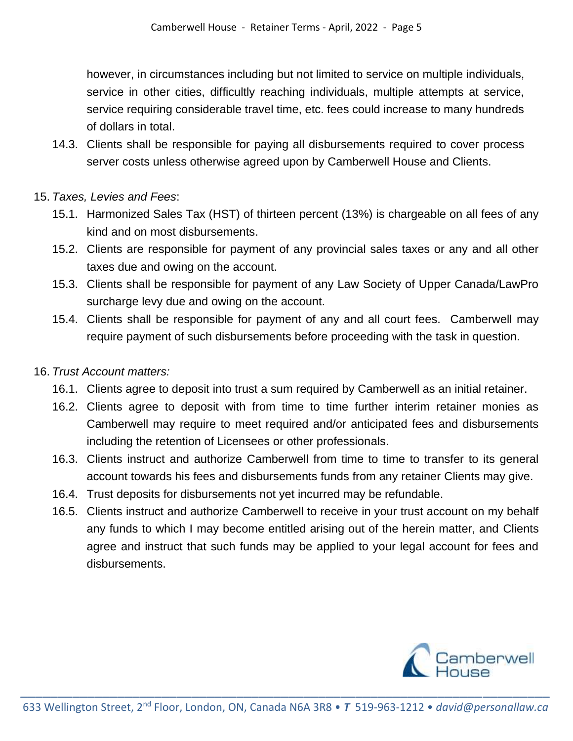however, in circumstances including but not limited to service on multiple individuals, service in other cities, difficultly reaching individuals, multiple attempts at service, service requiring considerable travel time, etc. fees could increase to many hundreds of dollars in total.

14.3. Clients shall be responsible for paying all disbursements required to cover process server costs unless otherwise agreed upon by Camberwell House and Clients.

15. *Taxes, Levies and Fees*:

15.1. Harmonized Sales Tax (HST) of thirteen percent (13%) is chargeable on all fees of any kind and on most disbursements.

15.2. Clients are responsible for payment of any provincial sales taxes or any and all other taxes due and owing on the account.

15.3. Clients shall be responsible for payment of any Law Society of Upper Canada/LawPro surcharge levy due and owing on the account.

15.4. Clients shall be responsible for payment of any and all court fees. Camberwell may require payment of such disbursements before proceeding with the task in question.

16. *Trust Account matters:*

16.1. Clients agree to deposit into trust a sum required by Camberwell as an initial retainer.

16.2. Clients agree to deposit with from time to time further interim retainer monies as Camberwell may require to meet required and/or anticipated fees and disbursements including the retention of Licensees or other professionals.

16.3. Clients instruct and authorize Camberwell from time to time to transfer to its general account towards his fees and disbursements funds from any retainer Clients may give.

16.4. Trust deposits for disbursements not yet incurred may be refundable.

16.5. Clients instruct and authorize Camberwell to receive in your trust account on my behalf any funds to which I may become entitled arising out of the herein matter, and Clients agree and instruct that such funds may be applied to your legal account for fees and disbursements.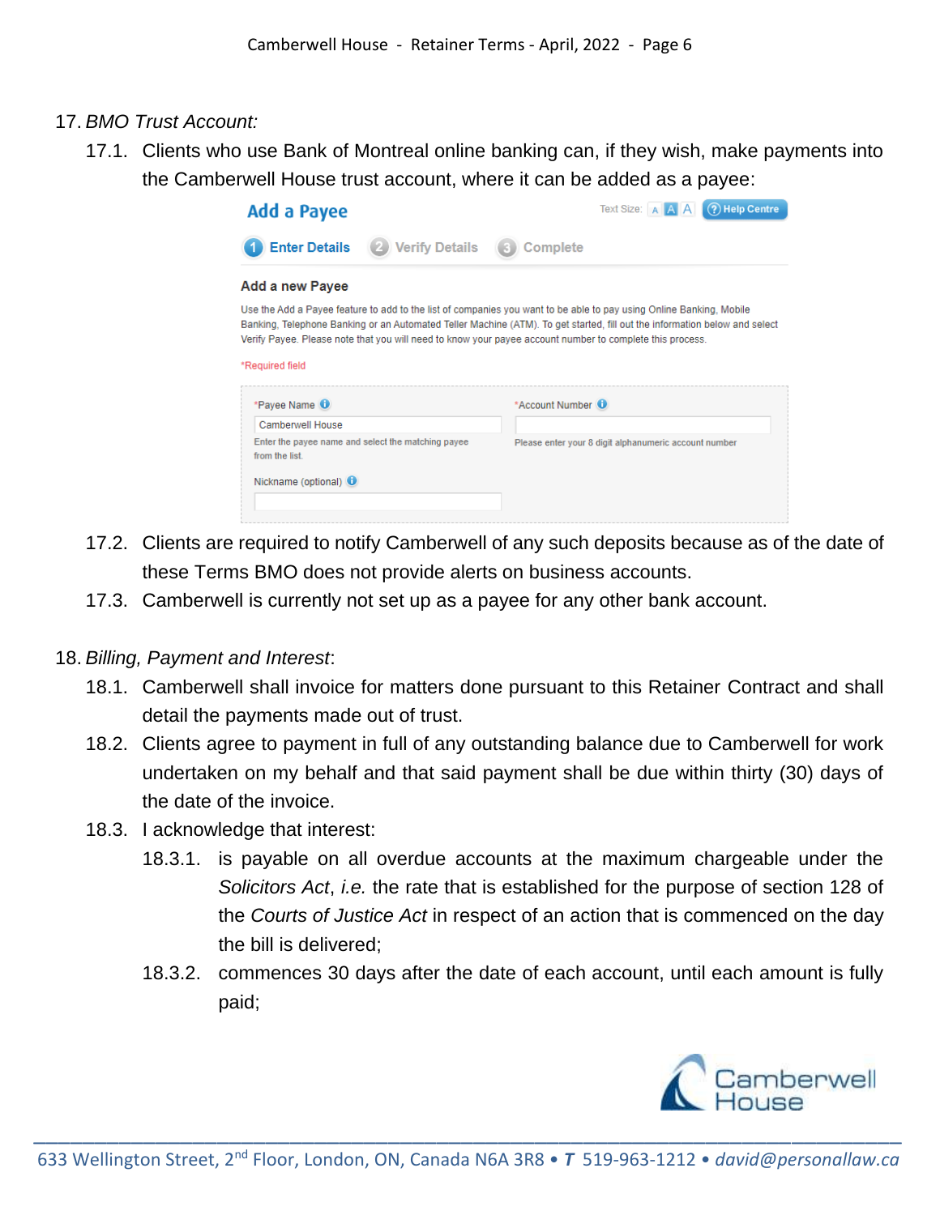17. *BMO Trust Account:*

 17.1. Clients who use Bank of Montreal online banking can, if they wish, make payments into the Camberwell House trust account, where it can be added as a payee:

 **Add a Payee**

 Text Size: A A A | Help Centre

 1 Enter Details | 2 Verify Details | 3 Complete

 **Add a new Payee**

 Use the Add a Payee feature to add to the list of companies you want to be able to pay using Online Banking, Mobile Banking, Telephone Banking or an Automated Teller Machine (ATM). To get started, fill out the information below and select Verify Payee. Please note that you will need to know your payee account number to complete this process.

 *Required field

 *Payee Name: Camberwell House
 Enter the payee name and select the matching payee from the list.

 *Account Number:
 Please enter your 8 digit alphanumeric account number

 Nickname (optional):

 17.2. Clients are required to notify Camberwell of any such deposits because as of the date of these Terms BMO does not provide alerts on business accounts.

 17.3. Camberwell is currently not set up as a payee for any other bank account.

18. *Billing, Payment and Interest*:

 18.1. Camberwell shall invoice for matters done pursuant to this Retainer Contract and shall detail the payments made out of trust.

 18.2. Clients agree to payment in full of any outstanding balance due to Camberwell for work undertaken on my behalf and that said payment shall be due within thirty (30) days of the date of the invoice.

 18.3. I acknowledge that interest:

  18.3.1. is payable on all overdue accounts at the maximum chargeable under the *Solicitors Act*, *i.e.* the rate that is established for the purpose of section 128 of the *Courts of Justice Act* in respect of an action that is commenced on the day the bill is delivered;

  18.3.2. commences 30 days after the date of each account, until each amount is fully paid;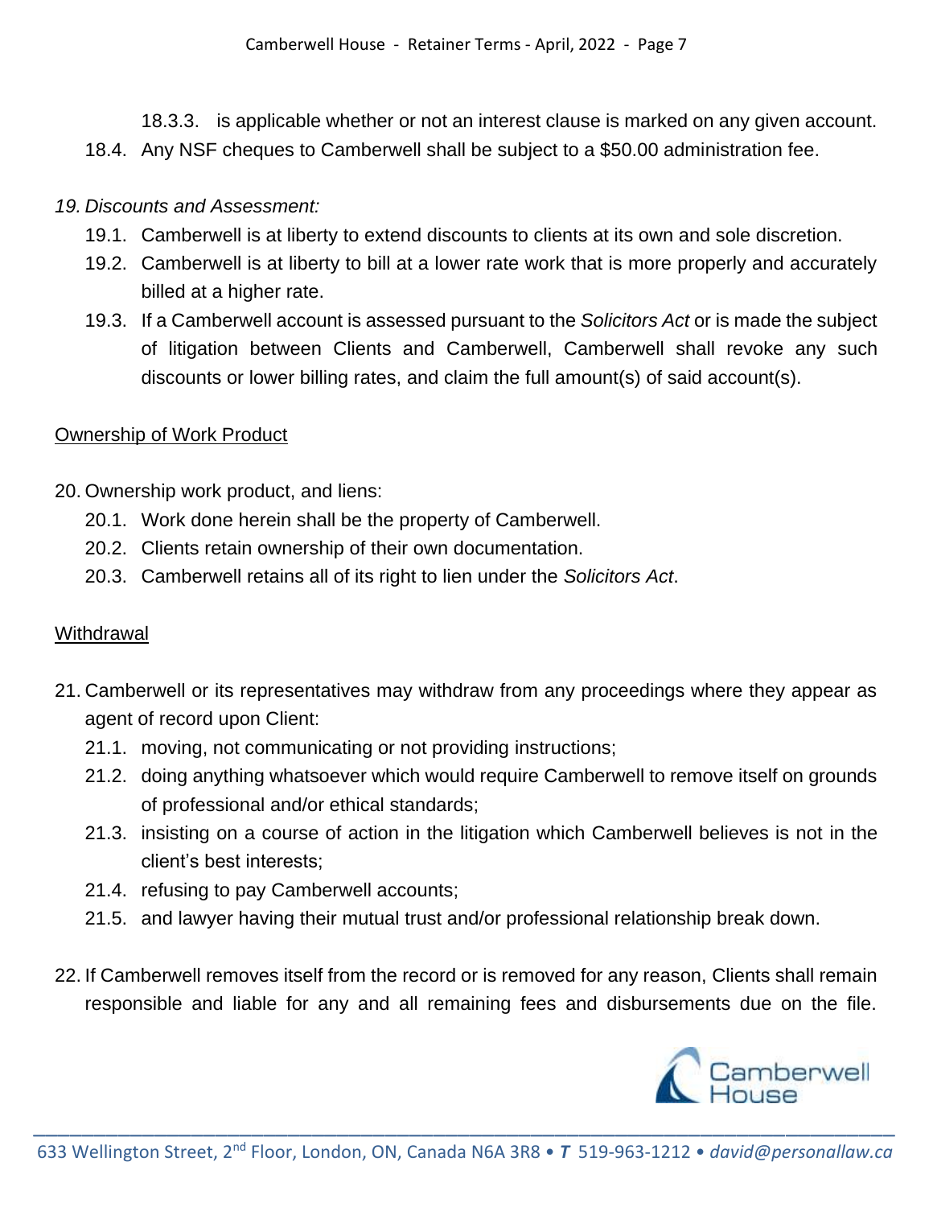18.3.3. is applicable whether or not an interest clause is marked on any given account.

18.4. Any NSF cheques to Camberwell shall be subject to a $50.00 administration fee.

*19. Discounts and Assessment:*

19.1. Camberwell is at liberty to extend discounts to clients at its own and sole discretion.

19.2. Camberwell is at liberty to bill at a lower rate work that is more properly and accurately billed at a higher rate.

19.3. If a Camberwell account is assessed pursuant to the *Solicitors Act* or is made the subject of litigation between Clients and Camberwell, Camberwell shall revoke any such discounts or lower billing rates, and claim the full amount(s) of said account(s).

## Ownership of Work Product

20. Ownership work product, and liens:

20.1. Work done herein shall be the property of Camberwell.

20.2. Clients retain ownership of their own documentation.

20.3. Camberwell retains all of its right to lien under the *Solicitors Act*.

## Withdrawal

21. Camberwell or its representatives may withdraw from any proceedings where they appear as agent of record upon Client:

21.1. moving, not communicating or not providing instructions;

21.2. doing anything whatsoever which would require Camberwell to remove itself on grounds of professional and/or ethical standards;

21.3. insisting on a course of action in the litigation which Camberwell believes is not in the client's best interests;

21.4. refusing to pay Camberwell accounts;

21.5. and lawyer having their mutual trust and/or professional relationship break down.

22. If Camberwell removes itself from the record or is removed for any reason, Clients shall remain responsible and liable for any and all remaining fees and disbursements due on the file.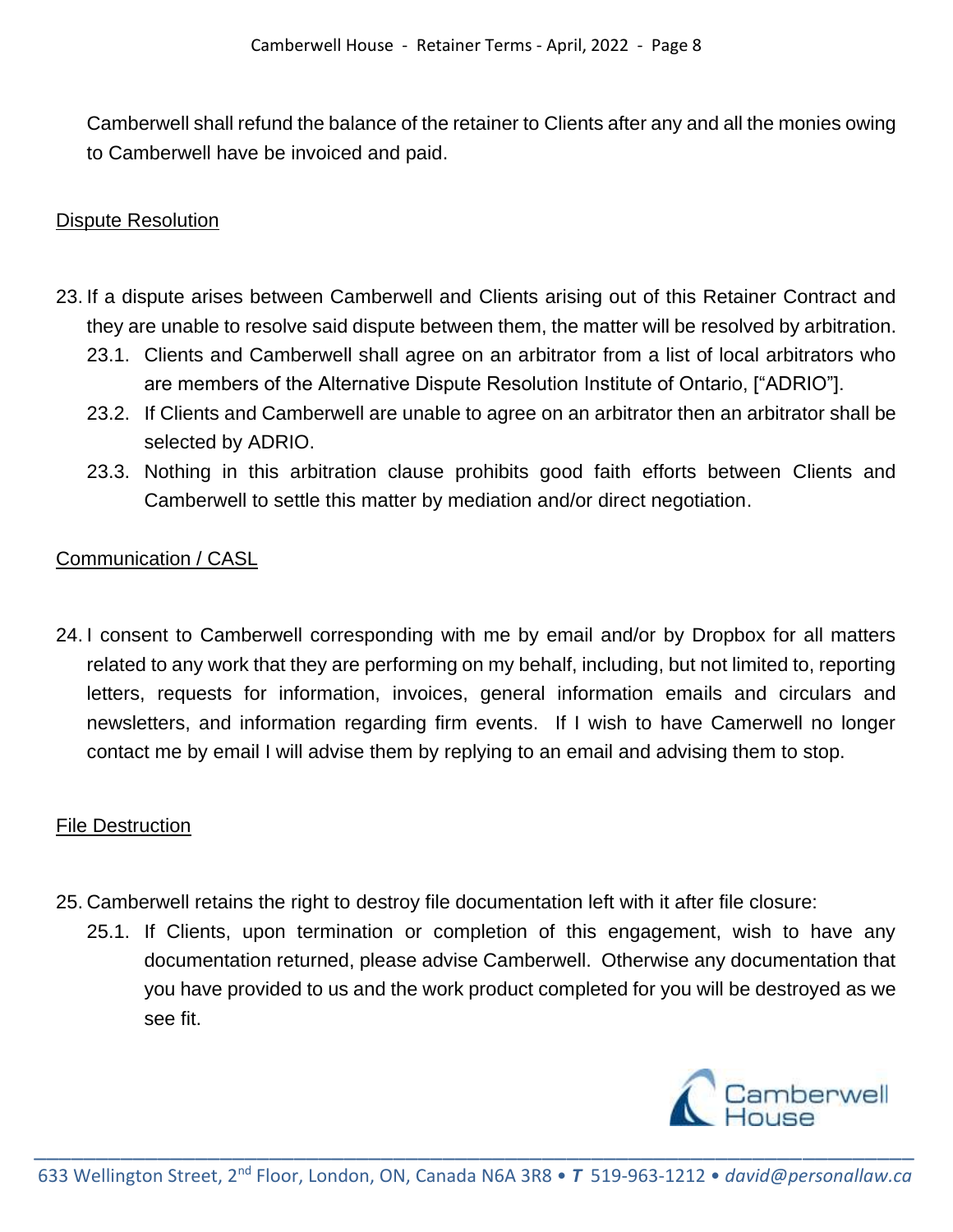Camberwell shall refund the balance of the retainer to Clients after any and all the monies owing to Camberwell have be invoiced and paid.

Dispute Resolution

23. If a dispute arises between Camberwell and Clients arising out of this Retainer Contract and they are unable to resolve said dispute between them, the matter will be resolved by arbitration.
    23.1. Clients and Camberwell shall agree on an arbitrator from a list of local arbitrators who are members of the Alternative Dispute Resolution Institute of Ontario, ["ADRIO"].
    23.2. If Clients and Camberwell are unable to agree on an arbitrator then an arbitrator shall be selected by ADRIO.
    23.3. Nothing in this arbitration clause prohibits good faith efforts between Clients and Camberwell to settle this matter by mediation and/or direct negotiation.

Communication / CASL

24. I consent to Camberwell corresponding with me by email and/or by Dropbox for all matters related to any work that they are performing on my behalf, including, but not limited to, reporting letters, requests for information, invoices, general information emails and circulars and newsletters, and information regarding firm events. If I wish to have Camerwell no longer contact me by email I will advise them by replying to an email and advising them to stop.

File Destruction

25. Camberwell retains the right to destroy file documentation left with it after file closure:
    25.1. If Clients, upon termination or completion of this engagement, wish to have any documentation returned, please advise Camberwell. Otherwise any documentation that you have provided to us and the work product completed for you will be destroyed as we see fit.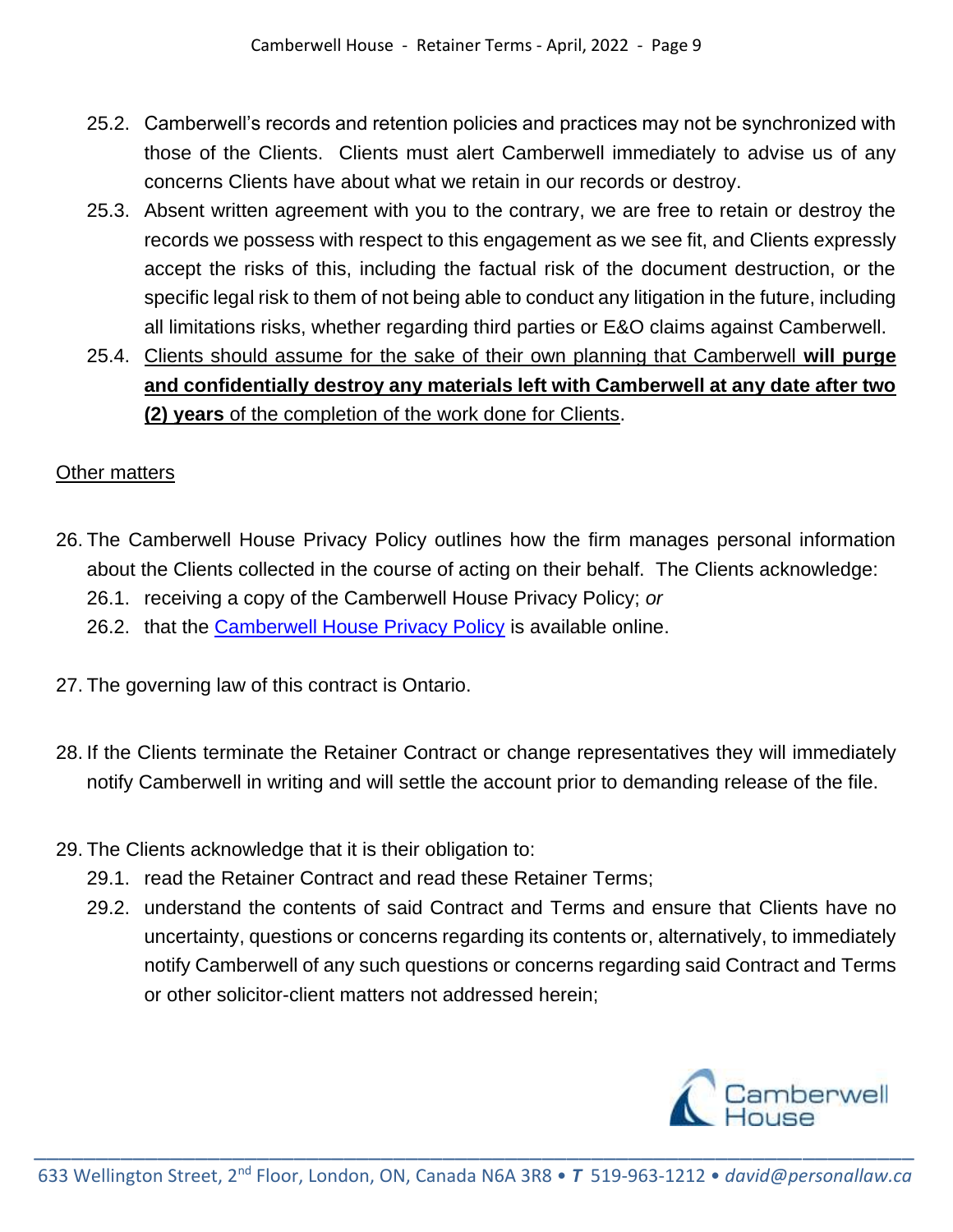25.2. Camberwell's records and retention policies and practices may not be synchronized with those of the Clients. Clients must alert Camberwell immediately to advise us of any concerns Clients have about what we retain in our records or destroy.

25.3. Absent written agreement with you to the contrary, we are free to retain or destroy the records we possess with respect to this engagement as we see fit, and Clients expressly accept the risks of this, including the factual risk of the document destruction, or the specific legal risk to them of not being able to conduct any litigation in the future, including all limitations risks, whether regarding third parties or E&O claims against Camberwell.

25.4. <u>Clients should assume for the sake of their own planning that Camberwell **will purge and confidentially destroy any materials left with Camberwell at any date after two (2) years** of the completion of the work done for Clients</u>.

<u>Other matters</u>

26. The Camberwell House Privacy Policy outlines how the firm manages personal information about the Clients collected in the course of acting on their behalf. The Clients acknowledge:
    26.1. receiving a copy of the Camberwell House Privacy Policy; *or*
    26.2. that the Camberwell House Privacy Policy is available online.

27. The governing law of this contract is Ontario.

28. If the Clients terminate the Retainer Contract or change representatives they will immediately notify Camberwell in writing and will settle the account prior to demanding release of the file.

29. The Clients acknowledge that it is their obligation to:
    29.1. read the Retainer Contract and read these Retainer Terms;
    29.2. understand the contents of said Contract and Terms and ensure that Clients have no uncertainty, questions or concerns regarding its contents or, alternatively, to immediately notify Camberwell of any such questions or concerns regarding said Contract and Terms or other solicitor-client matters not addressed herein;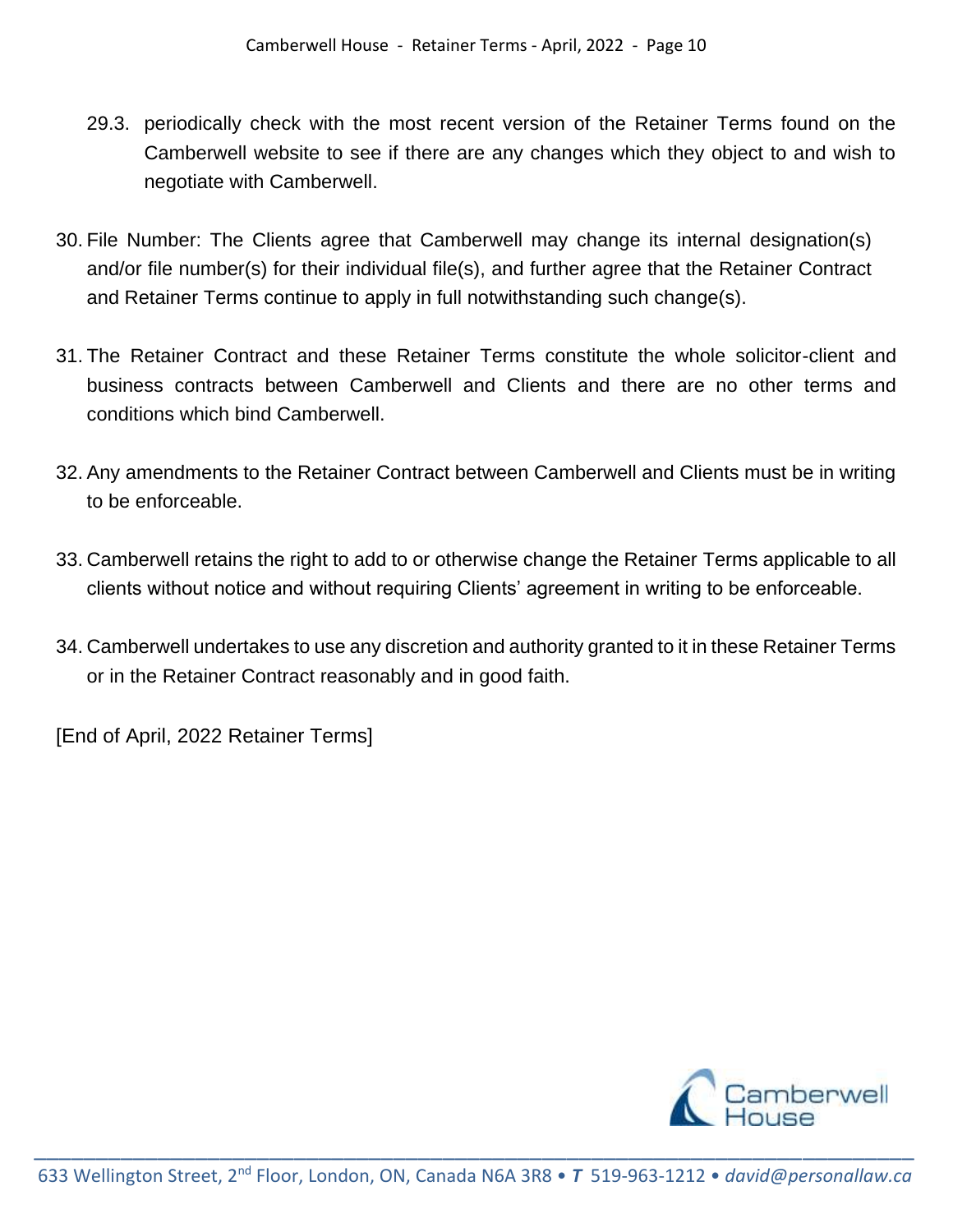29.3. periodically check with the most recent version of the Retainer Terms found on the Camberwell website to see if there are any changes which they object to and wish to negotiate with Camberwell.

30. File Number: The Clients agree that Camberwell may change its internal designation(s) and/or file number(s) for their individual file(s), and further agree that the Retainer Contract and Retainer Terms continue to apply in full notwithstanding such change(s).

31. The Retainer Contract and these Retainer Terms constitute the whole solicitor-client and business contracts between Camberwell and Clients and there are no other terms and conditions which bind Camberwell.

32. Any amendments to the Retainer Contract between Camberwell and Clients must be in writing to be enforceable.

33. Camberwell retains the right to add to or otherwise change the Retainer Terms applicable to all clients without notice and without requiring Clients' agreement in writing to be enforceable.

34. Camberwell undertakes to use any discretion and authority granted to it in these Retainer Terms or in the Retainer Contract reasonably and in good faith.

[End of April, 2022 Retainer Terms]